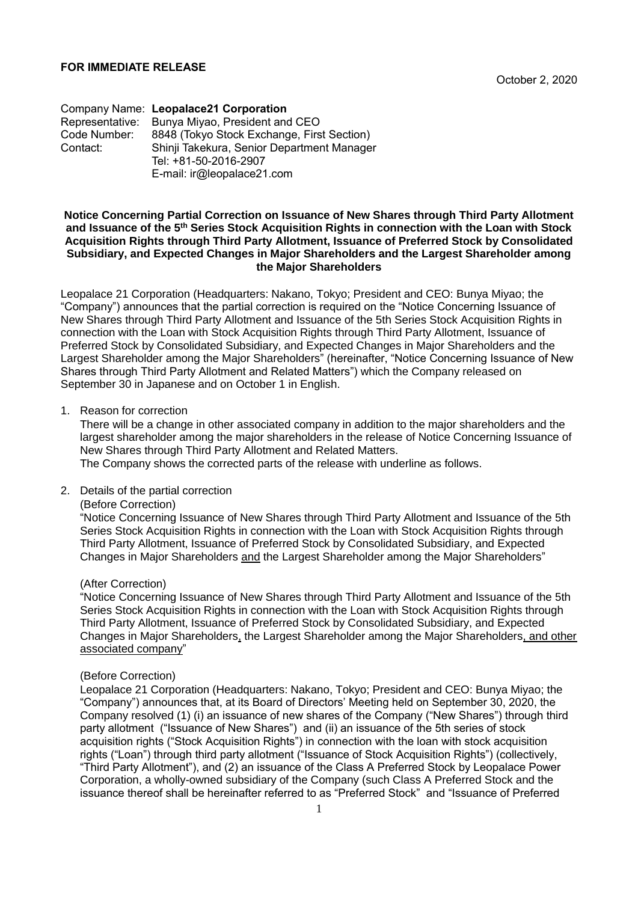**FOR IMMEDIATE RELEASE**

October 2, 2020

Company Name: **Leopalace21 Corporation**
Representative: Bunya Miyao, President and CEO
Code Number: 8848 (Tokyo Stock Exchange, First Section)
Contact: Shinji Takekura, Senior Department Manager
Tel: +81-50-2016-2907
E-mail: ir@leopalace21.com

**Notice Concerning Partial Correction on Issuance of New Shares through Third Party Allotment and Issuance of the 5th Series Stock Acquisition Rights in connection with the Loan with Stock Acquisition Rights through Third Party Allotment, Issuance of Preferred Stock by Consolidated Subsidiary, and Expected Changes in Major Shareholders and the Largest Shareholder among the Major Shareholders**

Leopalace 21 Corporation (Headquarters: Nakano, Tokyo; President and CEO: Bunya Miyao; the "Company") announces that the partial correction is required on the "Notice Concerning Issuance of New Shares through Third Party Allotment and Issuance of the 5th Series Stock Acquisition Rights in connection with the Loan with Stock Acquisition Rights through Third Party Allotment, Issuance of Preferred Stock by Consolidated Subsidiary, and Expected Changes in Major Shareholders and the Largest Shareholder among the Major Shareholders" (hereinafter, "Notice Concerning Issuance of New Shares through Third Party Allotment and Related Matters") which the Company released on September 30 in Japanese and on October 1 in English.

1. Reason for correction

   There will be a change in other associated company in addition to the major shareholders and the largest shareholder among the major shareholders in the release of Notice Concerning Issuance of New Shares through Third Party Allotment and Related Matters.
   The Company shows the corrected parts of the release with underline as follows.

2. Details of the partial correction

   (Before Correction)
   "Notice Concerning Issuance of New Shares through Third Party Allotment and Issuance of the 5th Series Stock Acquisition Rights in connection with the Loan with Stock Acquisition Rights through Third Party Allotment, Issuance of Preferred Stock by Consolidated Subsidiary, and Expected Changes in Major Shareholders <u>and</u> the Largest Shareholder among the Major Shareholders"

   (After Correction)
   "Notice Concerning Issuance of New Shares through Third Party Allotment and Issuance of the 5th Series Stock Acquisition Rights in connection with the Loan with Stock Acquisition Rights through Third Party Allotment, Issuance of Preferred Stock by Consolidated Subsidiary, and Expected Changes in Major Shareholders<u>,</u> the Largest Shareholder among the Major Shareholders<u>, and other associated company</u>"

   (Before Correction)
   Leopalace 21 Corporation (Headquarters: Nakano, Tokyo; President and CEO: Bunya Miyao; the "Company") announces that, at its Board of Directors' Meeting held on September 30, 2020, the Company resolved (1) (i) an issuance of new shares of the Company ("New Shares") through third party allotment ("Issuance of New Shares") and (ii) an issuance of the 5th series of stock acquisition rights ("Stock Acquisition Rights") in connection with the loan with stock acquisition rights ("Loan") through third party allotment ("Issuance of Stock Acquisition Rights") (collectively, "Third Party Allotment"), and (2) an issuance of the Class A Preferred Stock by Leopalace Power Corporation, a wholly-owned subsidiary of the Company (such Class A Preferred Stock and the issuance thereof shall be hereinafter referred to as "Preferred Stock" and "Issuance of Preferred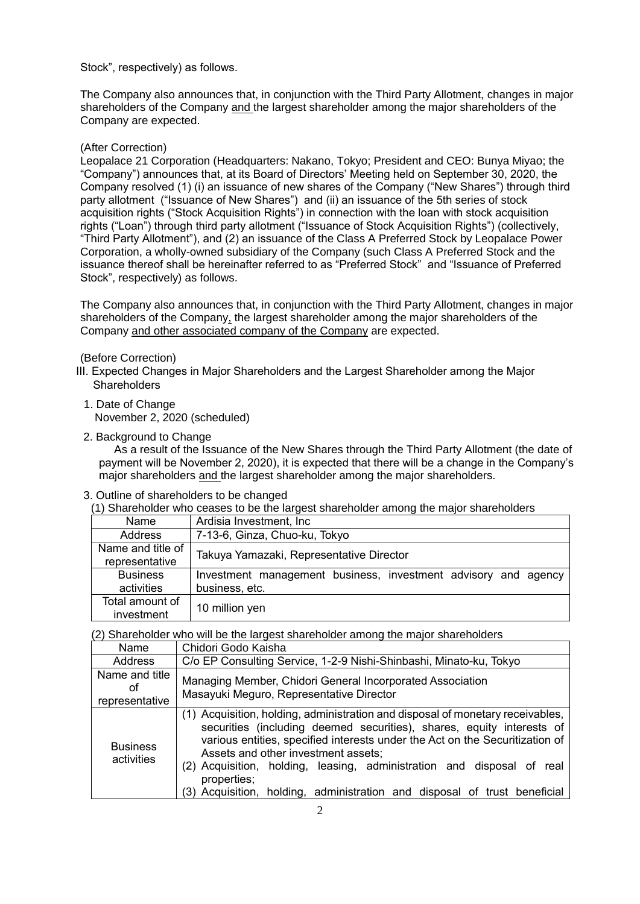Stock", respectively) as follows.

The Company also announces that, in conjunction with the Third Party Allotment, changes in major shareholders of the Company <u>and</u> the largest shareholder among the major shareholders of the Company are expected.

(After Correction)

Leopalace 21 Corporation (Headquarters: Nakano, Tokyo; President and CEO: Bunya Miyao; the "Company") announces that, at its Board of Directors' Meeting held on September 30, 2020, the Company resolved (1) (i) an issuance of new shares of the Company ("New Shares") through third party allotment ("Issuance of New Shares") and (ii) an issuance of the 5th series of stock acquisition rights ("Stock Acquisition Rights") in connection with the loan with stock acquisition rights ("Loan") through third party allotment ("Issuance of Stock Acquisition Rights") (collectively, "Third Party Allotment"), and (2) an issuance of the Class A Preferred Stock by Leopalace Power Corporation, a wholly-owned subsidiary of the Company (such Class A Preferred Stock and the issuance thereof shall be hereinafter referred to as "Preferred Stock" and "Issuance of Preferred Stock", respectively) as follows.

The Company also announces that, in conjunction with the Third Party Allotment, changes in major shareholders of the Company<u>,</u> the largest shareholder among the major shareholders of the Company <u>and other associated company of the Company</u> are expected.

(Before Correction)

III. Expected Changes in Major Shareholders and the Largest Shareholder among the Major Shareholders

1. Date of Change
   November 2, 2020 (scheduled)

2. Background to Change
   As a result of the Issuance of the New Shares through the Third Party Allotment (the date of payment will be November 2, 2020), it is expected that there will be a change in the Company's major shareholders <u>and</u> the largest shareholder among the major shareholders.

3. Outline of shareholders to be changed

(1) Shareholder who ceases to be the largest shareholder among the major shareholders

| Name | Ardisia Investment, Inc |
|---|---|
| Address | 7-13-6, Ginza, Chuo-ku, Tokyo |
| Name and title of representative | Takuya Yamazaki, Representative Director |
| Business activities | Investment management business, investment advisory and agency business, etc. |
| Total amount of investment | 10 million yen |

(2) Shareholder who will be the largest shareholder among the major shareholders

| Name | Chidori Godo Kaisha |
|---|---|
| Address | C/o EP Consulting Service, 1-2-9 Nishi-Shinbashi, Minato-ku, Tokyo |
| Name and title of representative | Managing Member, Chidori General Incorporated Association<br>Masayuki Meguro, Representative Director |
| Business activities | (1) Acquisition, holding, administration and disposal of monetary receivables, securities (including deemed securities), shares, equity interests of various entities, specified interests under the Act on the Securitization of Assets and other investment assets;<br>(2) Acquisition, holding, leasing, administration and disposal of real properties;<br>(3) Acquisition, holding, administration and disposal of trust beneficial |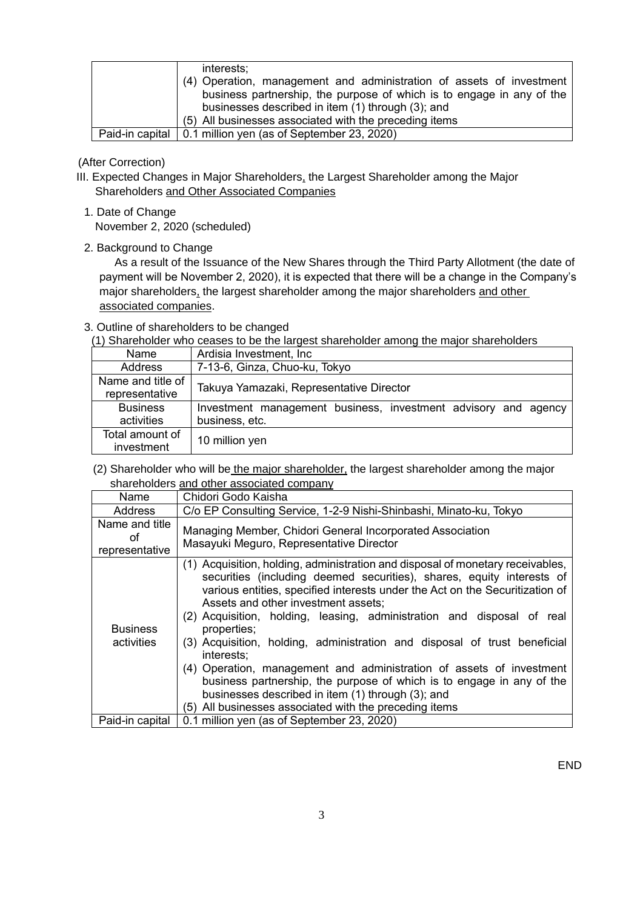| | |
|---|---|
| | interests;<br>(4) Operation, management and administration of assets of investment business partnership, the purpose of which is to engage in any of the businesses described in item (1) through (3); and<br>(5) All businesses associated with the preceding items |
| Paid-in capital | 0.1 million yen (as of September 23, 2020) |

(After Correction)

III. Expected Changes in Major Shareholders, the Largest Shareholder among the Major Shareholders and Other Associated Companies

1. Date of Change

November 2, 2020 (scheduled)

2. Background to Change

As a result of the Issuance of the New Shares through the Third Party Allotment (the date of payment will be November 2, 2020), it is expected that there will be a change in the Company's major shareholders, the largest shareholder among the major shareholders and other associated companies.

3. Outline of shareholders to be changed

(1) Shareholder who ceases to be the largest shareholder among the major shareholders

| | |
|---|---|
| Name | Ardisia Investment, Inc |
| Address | 7-13-6, Ginza, Chuo-ku, Tokyo |
| Name and title of representative | Takuya Yamazaki, Representative Director |
| Business activities | Investment management business, investment advisory and agency business, etc. |
| Total amount of investment | 10 million yen |

(2) Shareholder who will be the major shareholder, the largest shareholder among the major shareholders and other associated company

| | |
|---|---|
| Name | Chidori Godo Kaisha |
| Address | C/o EP Consulting Service, 1-2-9 Nishi-Shinbashi, Minato-ku, Tokyo |
| Name and title of representative | Managing Member, Chidori General Incorporated Association<br>Masayuki Meguro, Representative Director |
| Business activities | (1) Acquisition, holding, administration and disposal of monetary receivables, securities (including deemed securities), shares, equity interests of various entities, specified interests under the Act on the Securitization of Assets and other investment assets;<br>(2) Acquisition, holding, leasing, administration and disposal of real properties;<br>(3) Acquisition, holding, administration and disposal of trust beneficial interests;<br>(4) Operation, management and administration of assets of investment business partnership, the purpose of which is to engage in any of the businesses described in item (1) through (3); and<br>(5) All businesses associated with the preceding items |
| Paid-in capital | 0.1 million yen (as of September 23, 2020) |

END